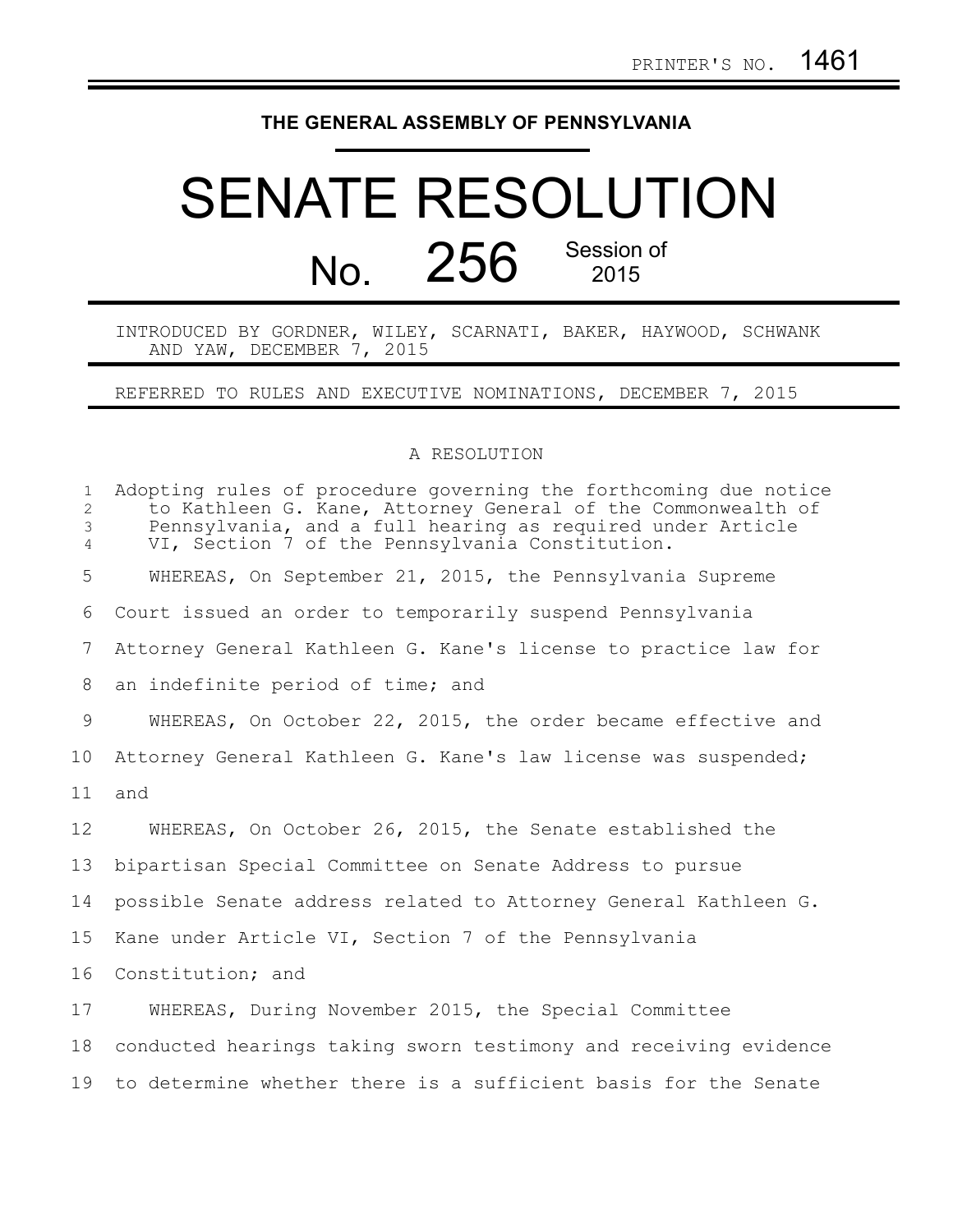PRINTER'S NO. 1461

THE GENERAL ASSEMBLY OF PENNSYLVANIA

# SENATE RESOLUTION

## No. 256 Session of 2015

INTRODUCED BY GORDNER, WILEY, SCARNATI, BAKER, HAYWOOD, SCHWANK AND YAW, DECEMBER 7, 2015

REFERRED TO RULES AND EXECUTIVE NOMINATIONS, DECEMBER 7, 2015

A RESOLUTION

Adopting rules of procedure governing the forthcoming due notice to Kathleen G. Kane, Attorney General of the Commonwealth of Pennsylvania, and a full hearing as required under Article VI, Section 7 of the Pennsylvania Constitution.

WHEREAS, On September 21, 2015, the Pennsylvania Supreme Court issued an order to temporarily suspend Pennsylvania Attorney General Kathleen G. Kane's license to practice law for an indefinite period of time; and

WHEREAS, On October 22, 2015, the order became effective and Attorney General Kathleen G. Kane's law license was suspended; and

WHEREAS, On October 26, 2015, the Senate established the bipartisan Special Committee on Senate Address to pursue possible Senate address related to Attorney General Kathleen G. Kane under Article VI, Section 7 of the Pennsylvania Constitution; and

WHEREAS, During November 2015, the Special Committee conducted hearings taking sworn testimony and receiving evidence to determine whether there is a sufficient basis for the Senate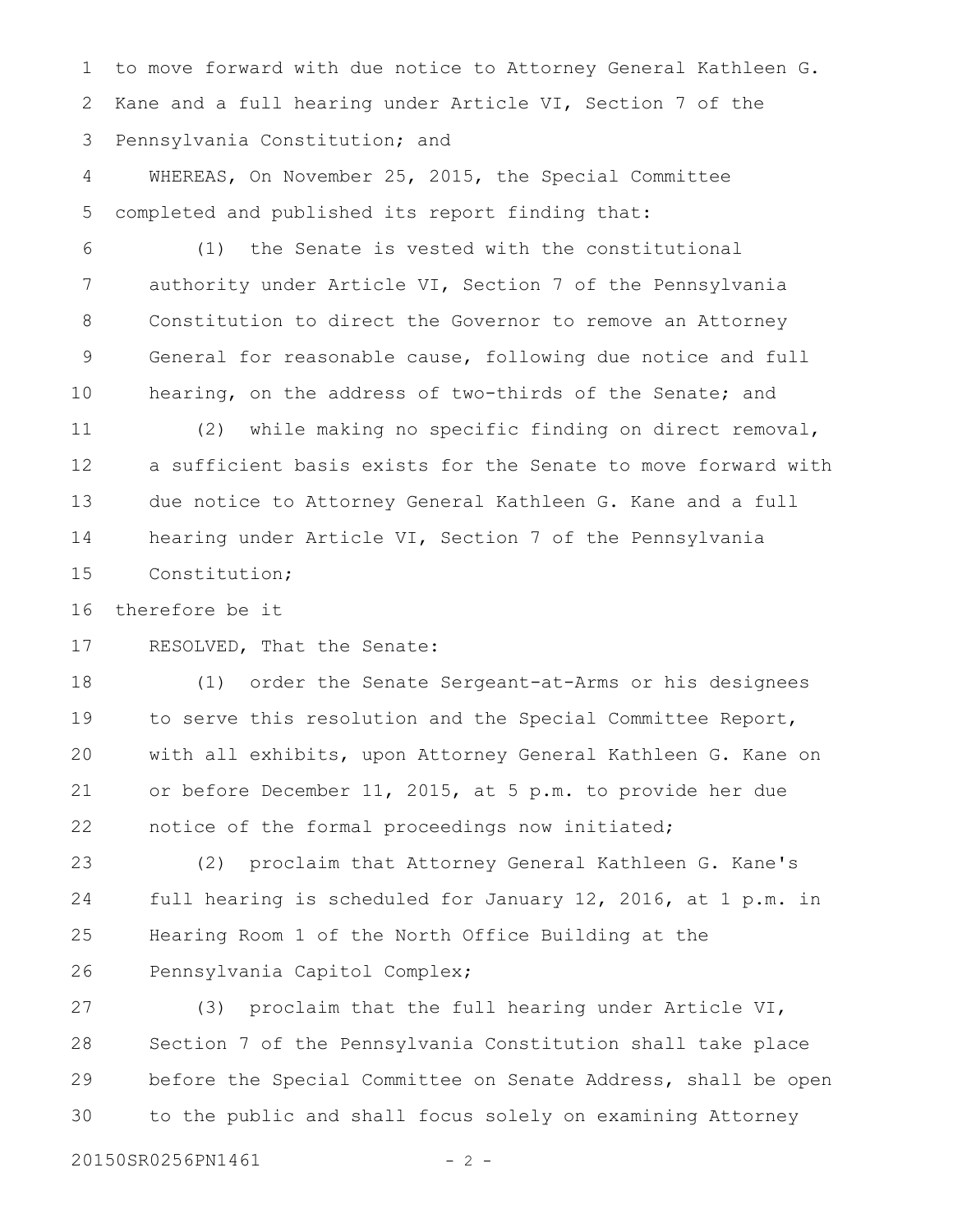to move forward with due notice to Attorney General Kathleen G. Kane and a full hearing under Article VI, Section 7 of the Pennsylvania Constitution; and

WHEREAS, On November 25, 2015, the Special Committee completed and published its report finding that:

(1) the Senate is vested with the constitutional authority under Article VI, Section 7 of the Pennsylvania Constitution to direct the Governor to remove an Attorney General for reasonable cause, following due notice and full hearing, on the address of two-thirds of the Senate; and

(2) while making no specific finding on direct removal, a sufficient basis exists for the Senate to move forward with due notice to Attorney General Kathleen G. Kane and a full hearing under Article VI, Section 7 of the Pennsylvania Constitution;

therefore be it

RESOLVED, That the Senate:

(1) order the Senate Sergeant-at-Arms or his designees to serve this resolution and the Special Committee Report, with all exhibits, upon Attorney General Kathleen G. Kane on or before December 11, 2015, at 5 p.m. to provide her due notice of the formal proceedings now initiated;

(2) proclaim that Attorney General Kathleen G. Kane's full hearing is scheduled for January 12, 2016, at 1 p.m. in Hearing Room 1 of the North Office Building at the Pennsylvania Capitol Complex;

(3) proclaim that the full hearing under Article VI, Section 7 of the Pennsylvania Constitution shall take place before the Special Committee on Senate Address, shall be open to the public and shall focus solely on examining Attorney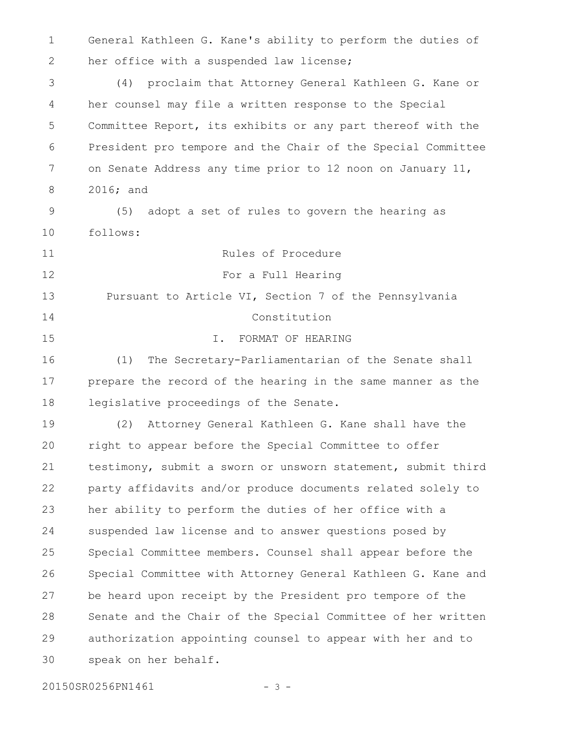General Kathleen G. Kane's ability to perform the duties of her office with a suspended law license;

(4) proclaim that Attorney General Kathleen G. Kane or her counsel may file a written response to the Special Committee Report, its exhibits or any part thereof with the President pro tempore and the Chair of the Special Committee on Senate Address any time prior to 12 noon on January 11, 2016; and

(5) adopt a set of rules to govern the hearing as follows:

Rules of Procedure
For a Full Hearing
Pursuant to Article VI, Section 7 of the Pennsylvania Constitution

I. FORMAT OF HEARING

(1) The Secretary-Parliamentarian of the Senate shall prepare the record of the hearing in the same manner as the legislative proceedings of the Senate.

(2) Attorney General Kathleen G. Kane shall have the right to appear before the Special Committee to offer testimony, submit a sworn or unsworn statement, submit third party affidavits and/or produce documents related solely to her ability to perform the duties of her office with a suspended law license and to answer questions posed by Special Committee members. Counsel shall appear before the Special Committee with Attorney General Kathleen G. Kane and be heard upon receipt by the President pro tempore of the Senate and the Chair of the Special Committee of her written authorization appointing counsel to appear with her and to speak on her behalf.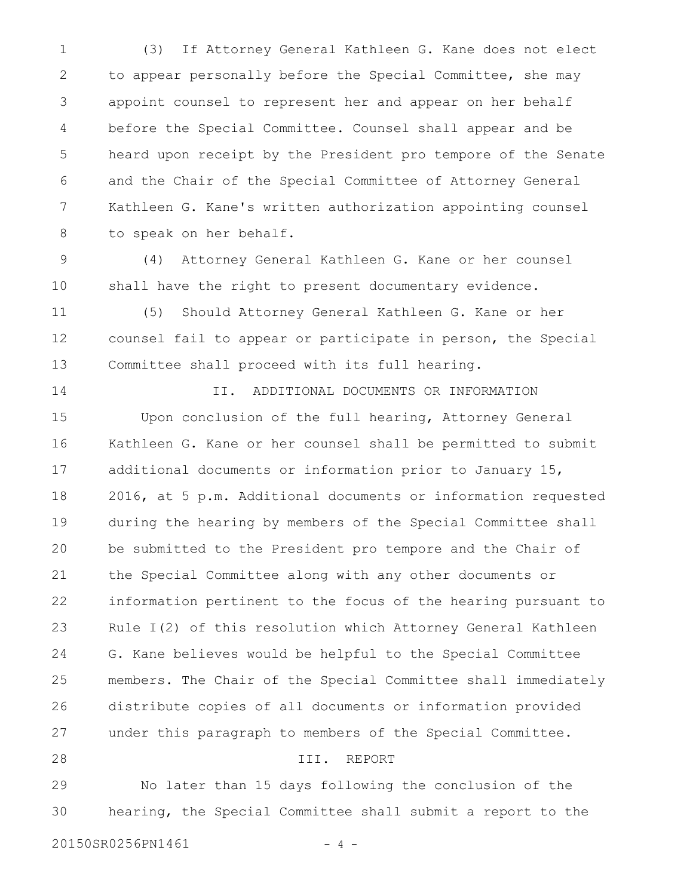(3) If Attorney General Kathleen G. Kane does not elect to appear personally before the Special Committee, she may appoint counsel to represent her and appear on her behalf before the Special Committee. Counsel shall appear and be heard upon receipt by the President pro tempore of the Senate and the Chair of the Special Committee of Attorney General Kathleen G. Kane's written authorization appointing counsel to speak on her behalf.

(4) Attorney General Kathleen G. Kane or her counsel shall have the right to present documentary evidence.

(5) Should Attorney General Kathleen G. Kane or her counsel fail to appear or participate in person, the Special Committee shall proceed with its full hearing.

II. ADDITIONAL DOCUMENTS OR INFORMATION

Upon conclusion of the full hearing, Attorney General Kathleen G. Kane or her counsel shall be permitted to submit additional documents or information prior to January 15, 2016, at 5 p.m. Additional documents or information requested during the hearing by members of the Special Committee shall be submitted to the President pro tempore and the Chair of the Special Committee along with any other documents or information pertinent to the focus of the hearing pursuant to Rule I(2) of this resolution which Attorney General Kathleen G. Kane believes would be helpful to the Special Committee members. The Chair of the Special Committee shall immediately distribute copies of all documents or information provided under this paragraph to members of the Special Committee.

III. REPORT

No later than 15 days following the conclusion of the hearing, the Special Committee shall submit a report to the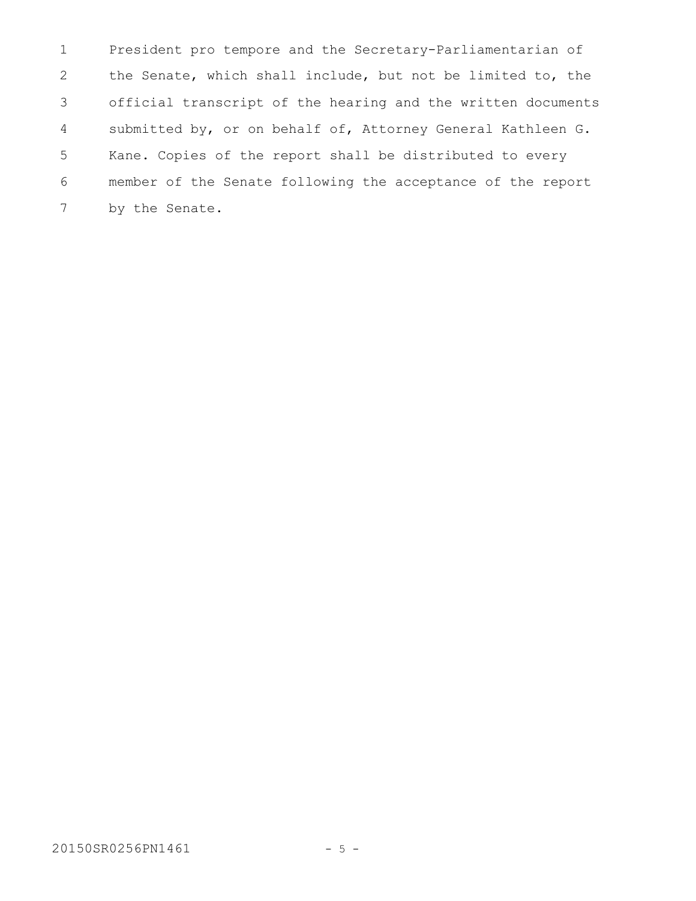President pro tempore and the Secretary-Parliamentarian of the Senate, which shall include, but not be limited to, the official transcript of the hearing and the written documents submitted by, or on behalf of, Attorney General Kathleen G. Kane. Copies of the report shall be distributed to every member of the Senate following the acceptance of the report by the Senate.